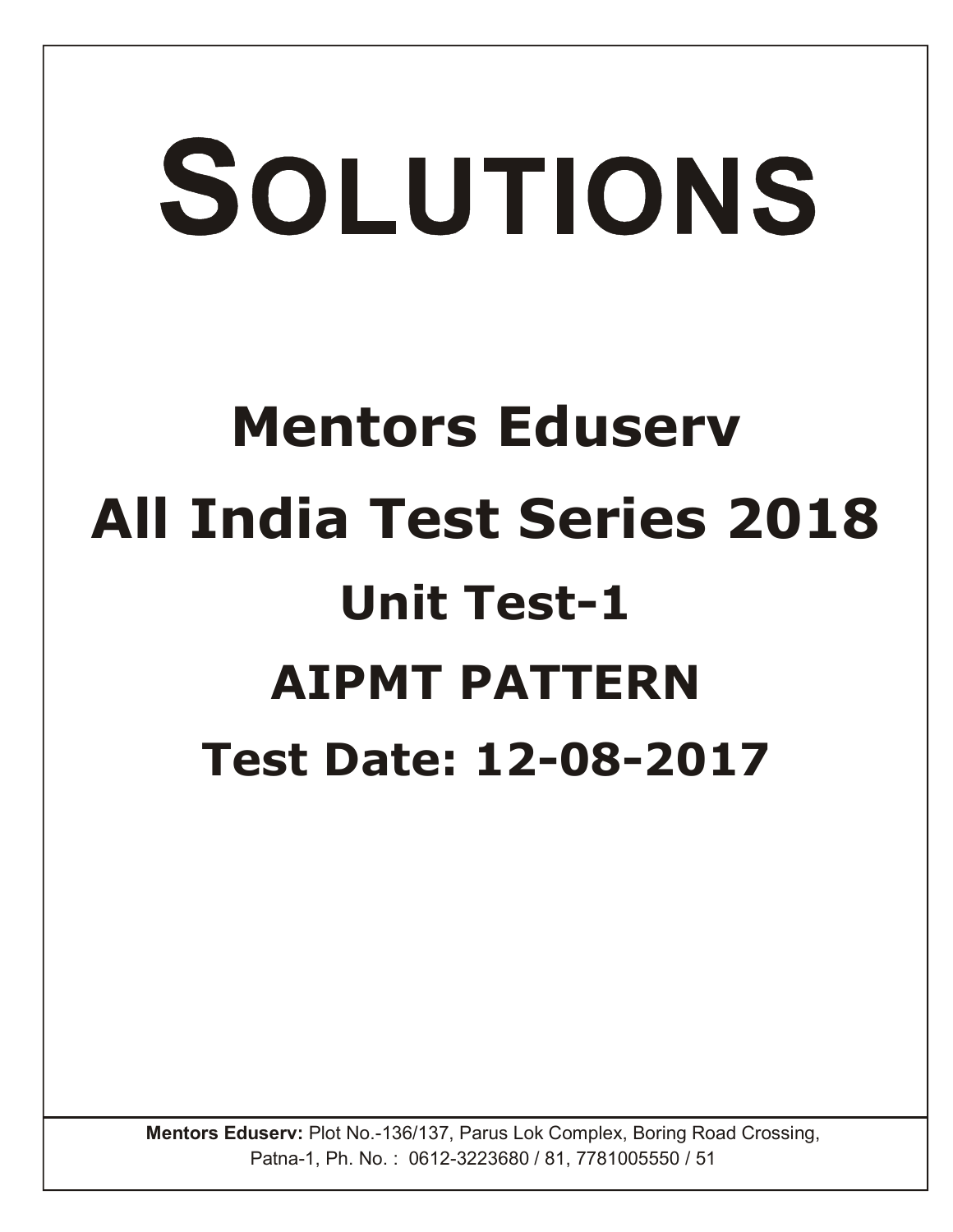# SOLUTIONS

## Mentors Eduserv

## All India Test Series 2018

### Unit Test-1

### AIPMT PATTERN

### Test Date: 12-08-2017

**Mentors Eduserv:** Plot No.-136/137, Parus Lok Complex, Boring Road Crossing, Patna-1, Ph. No. : 0612-3223680 / 81, 7781005550 / 51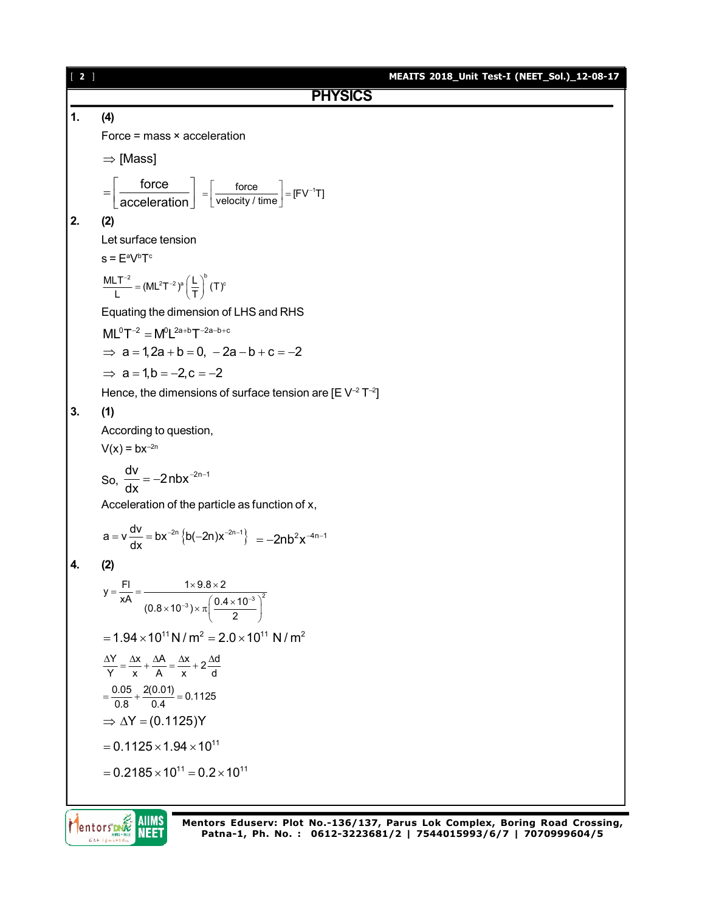## PHYSICS

**1.** **(4)**

Force = mass × acceleration

$\Rightarrow$ [Mass]

$$= \left[\frac{\text{force}}{\text{acceleration}}\right] = \left[\frac{\text{force}}{\text{velocity / time}}\right] = [FV^{-1}T]$$

**2.** **(2)**

Let surface tension

$s = E^a V^b T^c$

$$\frac{MLT^{-2}}{L} = (ML^2T^{-2})^a \left(\frac{L}{T}\right)^b (T)^c$$

Equating the dimension of LHS and RHS

$$ML^0T^{-2} = M^aL^{2a+b}T^{-2a-b+c}$$

$$\Rightarrow \ a = 1, 2a + b = 0, \ -2a - b + c = -2$$

$$\Rightarrow \ a = 1, b = -2, c = -2$$

Hence, the dimensions of surface tension are $[E\,V^{-2}\,T^{-2}]$

**3.** **(1)**

According to question,

$V(x) = bx^{-2n}$

So, $\dfrac{dv}{dx} = -2nbx^{-2n-1}$

Acceleration of the particle as function of x,

$$a = v\frac{dv}{dx} = bx^{-2n}\left\{b(-2n)x^{-2n-1}\right\} = -2nb^2x^{-4n-1}$$

**4.** **(2)**

$$y = \frac{Fl}{xA} = \frac{1 \times 9.8 \times 2}{(0.8 \times 10^{-3}) \times \pi\left(\dfrac{0.4 \times 10^{-3}}{2}\right)^2}$$

$$= 1.94 \times 10^{11}\,N/m^2 = 2.0 \times 10^{11}\ N/m^2$$

$$\frac{\Delta Y}{Y} = \frac{\Delta x}{x} + \frac{\Delta A}{A} = \frac{\Delta x}{x} + 2\frac{\Delta d}{d}$$

$$= \frac{0.05}{0.8} + \frac{2(0.01)}{0.4} = 0.1125$$

$$\Rightarrow \Delta Y = (0.1125)Y$$

$$= 0.1125 \times 1.94 \times 10^{11}$$

$$= 0.2185 \times 10^{11} = 0.2 \times 10^{11}$$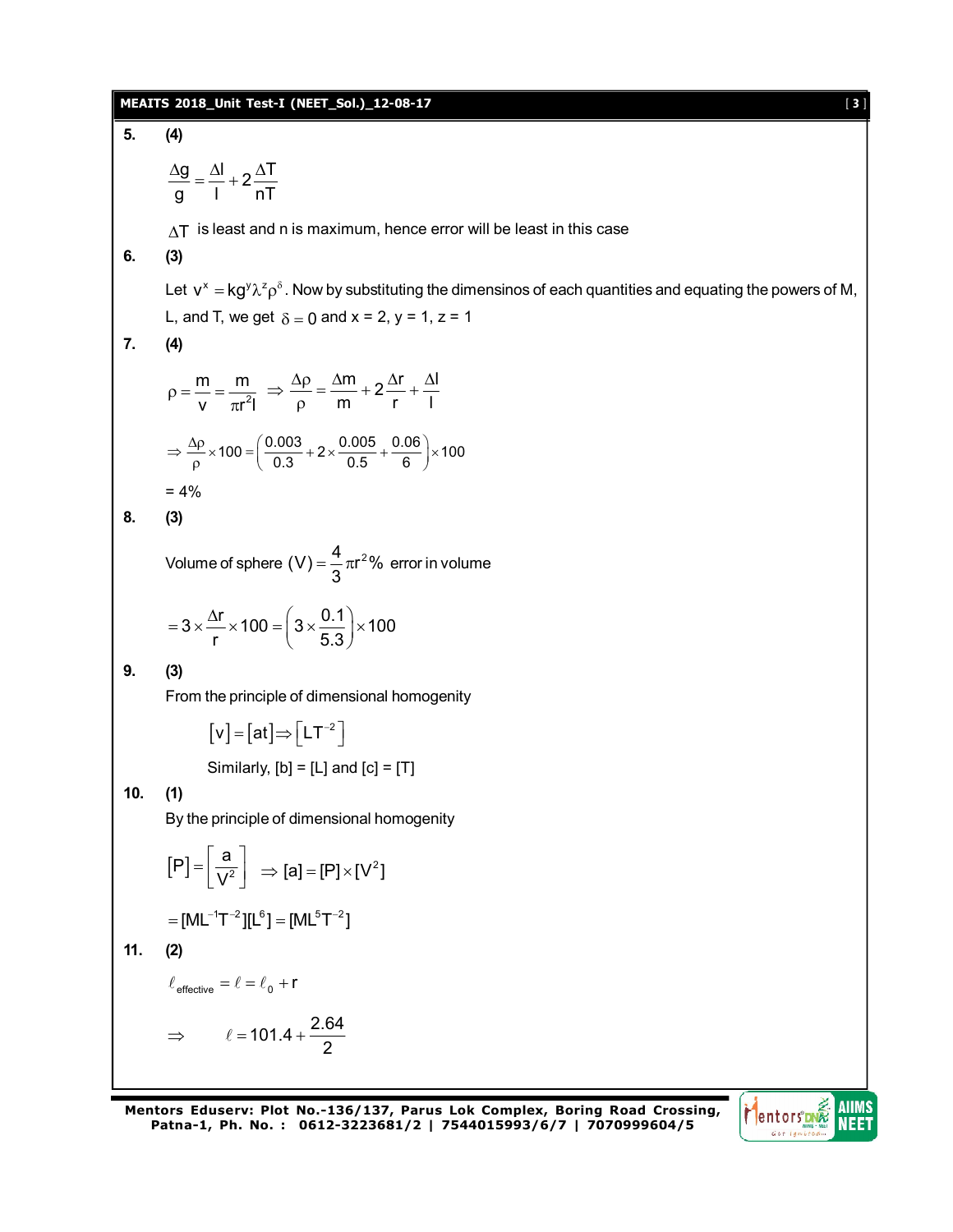**5.** **(4)**

$$\frac{\Delta g}{g} = \frac{\Delta l}{l} + 2\frac{\Delta T}{nT}$$

$\Delta T$ is least and n is maximum, hence error will be least in this case

**6.** **(3)**

Let $v^x = kg^y \lambda^z \rho^\delta$. Now by substituting the dimensinos of each quantities and equating the powers of M, L, and T, we get $\delta = 0$ and x = 2, y = 1, z = 1

**7.** **(4)**

$$\rho = \frac{m}{v} = \frac{m}{\pi r^2 l} \Rightarrow \frac{\Delta \rho}{\rho} = \frac{\Delta m}{m} + 2\frac{\Delta r}{r} + \frac{\Delta l}{l}$$

$$\Rightarrow \frac{\Delta \rho}{\rho} \times 100 = \left( \frac{0.003}{0.3} + 2 \times \frac{0.005}{0.5} + \frac{0.06}{6} \right) \times 100$$

= 4%

**8.** **(3)**

Volume of sphere $(V) = \frac{4}{3}\pi r^2 \%$ error in volume

$$= 3 \times \frac{\Delta r}{r} \times 100 = \left( 3 \times \frac{0.1}{5.3} \right) \times 100$$

**9.** **(3)**

From the principle of dimensional homogenity

$$[v] = [at] \Rightarrow [LT^{-2}]$$

Similarly, [b] = [L] and [c] = [T]

**10.** **(1)**

By the principle of dimensional homogenity

$$[P] = \left[ \frac{a}{V^2} \right] \Rightarrow [a] = [P] \times [V^2]$$

$$= [ML^{-1}T^{-2}][L^6] = [ML^5T^{-2}]$$

**11.** **(2)**

$$\ell_{effective} = \ell = \ell_0 + r$$

$$\Rightarrow \quad \ell = 101.4 + \frac{2.64}{2}$$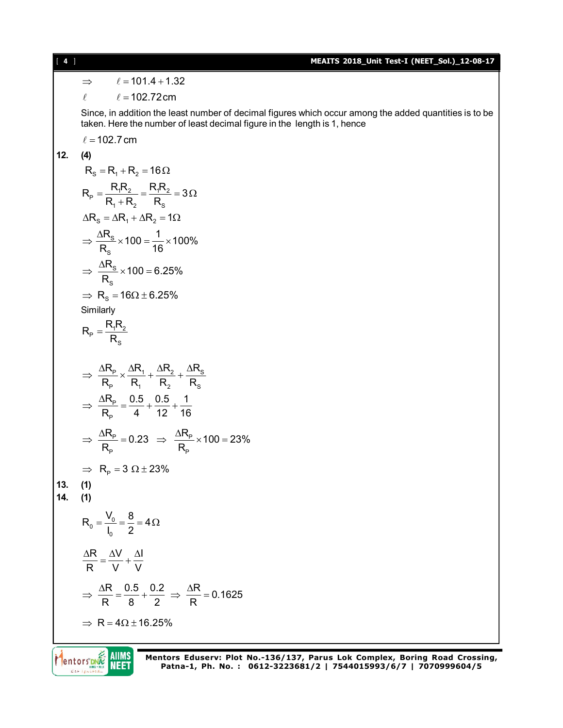$\Rightarrow \quad \ell = 101.4 + 1.32$

$\ell \quad \ell = 102.72\,\text{cm}$

Since, in addition the least number of decimal figures which occur among the added quantities is to be taken. Here the number of least decimal figure in the length is 1, hence

$\ell = 102.7\,\text{cm}$

**12. (4)**

$R_S = R_1 + R_2 = 16\,\Omega$

$R_P = \dfrac{R_1R_2}{R_1 + R_2} = \dfrac{R_1R_2}{R_S} = 3\,\Omega$

$\Delta R_S = \Delta R_1 + \Delta R_2 = 1\,\Omega$

$\Rightarrow \dfrac{\Delta R_S}{R_S} \times 100 = \dfrac{1}{16} \times 100\%$

$\Rightarrow \dfrac{\Delta R_S}{R_S} \times 100 = 6.25\%$

$\Rightarrow R_S = 16\Omega \pm 6.25\%$

Similarly

$R_P = \dfrac{R_1R_2}{R_S}$

$\Rightarrow \dfrac{\Delta R_P}{R_P} \times \dfrac{\Delta R_1}{R_1} + \dfrac{\Delta R_2}{R_2} + \dfrac{\Delta R_S}{R_S}$

$\Rightarrow \dfrac{\Delta R_P}{R_P} = \dfrac{0.5}{4} + \dfrac{0.5}{12} + \dfrac{1}{16}$

$\Rightarrow \dfrac{\Delta R_P}{R_P} = 0.23 \quad \Rightarrow \quad \dfrac{\Delta R_P}{R_P} \times 100 = 23\%$

$\Rightarrow R_P = 3\ \Omega \pm 23\%$

**13. (1)**

**14. (1)**

$R_0 = \dfrac{V_0}{I_0} = \dfrac{8}{2} = 4\,\Omega$

$\dfrac{\Delta R}{R} = \dfrac{\Delta V}{V} + \dfrac{\Delta I}{V}$

$\Rightarrow \dfrac{\Delta R}{R} = \dfrac{0.5}{8} + \dfrac{0.2}{2} \quad \Rightarrow \quad \dfrac{\Delta R}{R} = 0.1625$

$\Rightarrow R = 4\Omega \pm 16.25\%$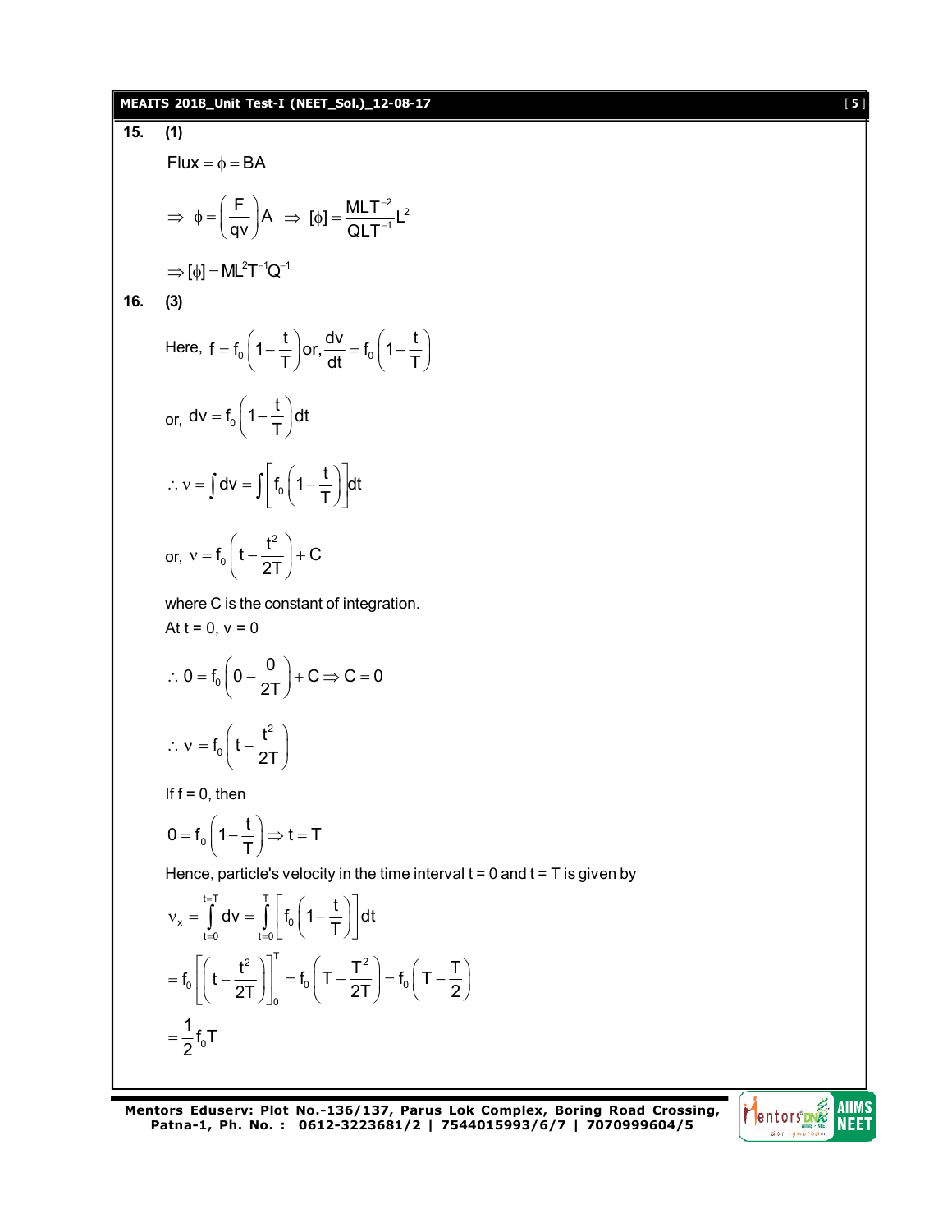**15. (1)**

$\text{Flux} = \phi = BA$

$$\Rightarrow \ \phi = \left(\frac{F}{qv}\right)A \ \Rightarrow \ [\phi] = \frac{MLT^{-2}}{QLT^{-1}}L^2$$

$$\Rightarrow [\phi] = ML^2T^{-1}Q^{-1}$$

**16. (3)**

Here, $f = f_0\left(1 - \frac{t}{T}\right)$ or, $\frac{dv}{dt} = f_0\left(1 - \frac{t}{T}\right)$

or, $dv = f_0\left(1 - \frac{t}{T}\right)dt$

$$\therefore \nu = \int dv = \int \left[f_0\left(1 - \frac{t}{T}\right)\right]dt$$

or, $\nu = f_0\left(t - \frac{t^2}{2T}\right) + C$

where C is the constant of integration.

At t = 0, v = 0

$$\therefore 0 = f_0\left(0 - \frac{0}{2T}\right) + C \Rightarrow C = 0$$

$$\therefore \nu = f_0\left(t - \frac{t^2}{2T}\right)$$

If f = 0, then

$$0 = f_0\left(1 - \frac{t}{T}\right) \Rightarrow t = T$$

Hence, particle's velocity in the time interval t = 0 and t = T is given by

$$\nu_x = \int_{t=0}^{t=T} dv = \int_{t=0}^{T}\left[f_0\left(1 - \frac{t}{T}\right)\right]dt$$

$$= f_0\left[\left(t - \frac{t^2}{2T}\right)\right]_0^T = f_0\left(T - \frac{T^2}{2T}\right) = f_0\left(T - \frac{T}{2}\right)$$

$$= \frac{1}{2}f_0T$$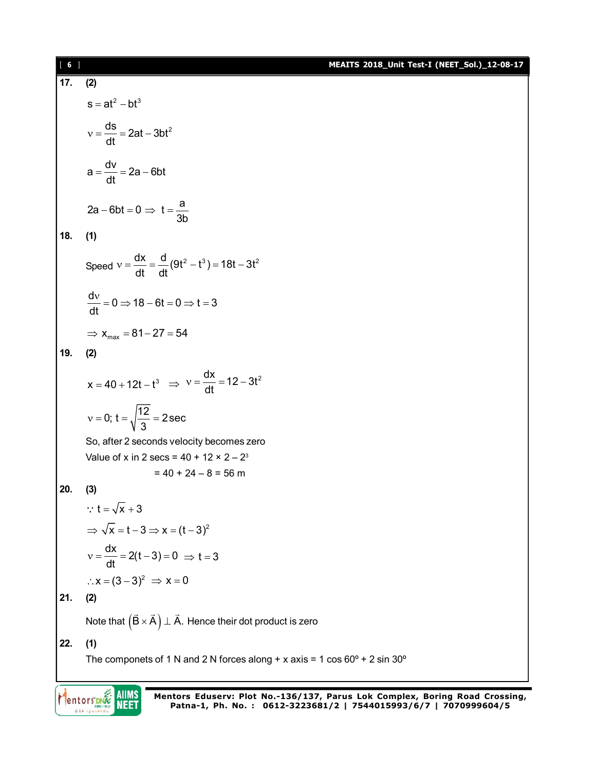**17.** **(2)**

$$s = at^2 - bt^3$$

$$\nu = \frac{ds}{dt} = 2at - 3bt^2$$

$$a = \frac{dv}{dt} = 2a - 6bt$$

$$2a - 6bt = 0 \Rightarrow \; t = \frac{a}{3b}$$

**18.** **(1)**

Speed $\nu = \frac{dx}{dt} = \frac{d}{dt}(9t^2 - t^3) = 18t - 3t^2$

$$\frac{d\nu}{dt} = 0 \Rightarrow 18 - 6t = 0 \Rightarrow t = 3$$

$$\Rightarrow x_{max} = 81 - 27 = 54$$

**19.** **(2)**

$$x = 40 + 12t - t^3 \quad \Rightarrow \quad \nu = \frac{dx}{dt} = 12 - 3t^2$$

$$\nu = 0; \; t = \sqrt{\frac{12}{3}} = 2\,\text{sec}$$

So, after 2 seconds velocity becomes zero

Value of x in 2 secs = $40 + 12 \times 2 - 2^3$

$= 40 + 24 - 8 = 56$ m

**20.** **(3)**

$$\because \; t = \sqrt{x} + 3$$

$$\Rightarrow \sqrt{x} = t - 3 \Rightarrow x = (t-3)^2$$

$$\nu = \frac{dx}{dt} = 2(t-3) = 0 \;\; \Rightarrow \; t = 3$$

$$\therefore x = (3-3)^2 \;\; \Rightarrow \; x = 0$$

**21.** **(2)**

Note that $\left(\vec{B} \times \vec{A}\right) \perp \vec{A}$. Hence their dot product is zero

**22.** **(1)**

The componets of 1 N and 2 N forces along + x axis = 1 cos 60º + 2 sin 30º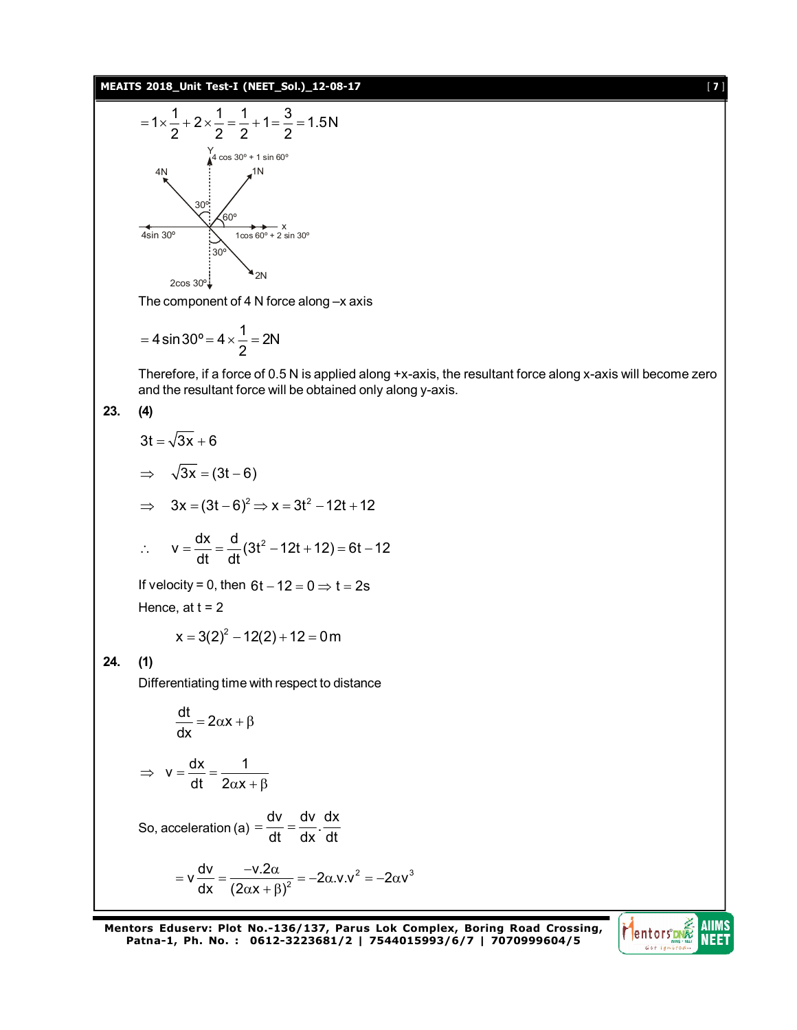$$= 1 \times \frac{1}{2} + 2 \times \frac{1}{2} = \frac{1}{2} + 1 = \frac{3}{2} = 1.5\text{N}$$

The component of 4 N force along –x axis

$$= 4\sin 30^\circ = 4 \times \frac{1}{2} = 2\text{N}$$

Therefore, if a force of 0.5 N is applied along +x-axis, the resultant force along x-axis will become zero and the resultant force will be obtained only along y-axis.

**23. (4)**

$$3t = \sqrt{3x} + 6$$

$$\Rightarrow \quad \sqrt{3x} = (3t - 6)$$

$$\Rightarrow \quad 3x = (3t - 6)^2 \Rightarrow x = 3t^2 - 12t + 12$$

$$\therefore \quad v = \frac{dx}{dt} = \frac{d}{dt}(3t^2 - 12t + 12) = 6t - 12$$

If velocity = 0, then $6t - 12 = 0 \Rightarrow t = 2\text{s}$

Hence, at t = 2

$$x = 3(2)^2 - 12(2) + 12 = 0\,\text{m}$$

**24. (1)**

Differentiating time with respect to distance

$$\frac{dt}{dx} = 2\alpha x + \beta$$

$$\Rightarrow \quad v = \frac{dx}{dt} = \frac{1}{2\alpha x + \beta}$$

So, acceleration (a) $= \dfrac{dv}{dt} = \dfrac{dv}{dx} \cdot \dfrac{dx}{dt}$

$$= v\frac{dv}{dx} = \frac{-v.2\alpha}{(2\alpha x + \beta)^2} = -2\alpha.v.v^2 = -2\alpha v^3$$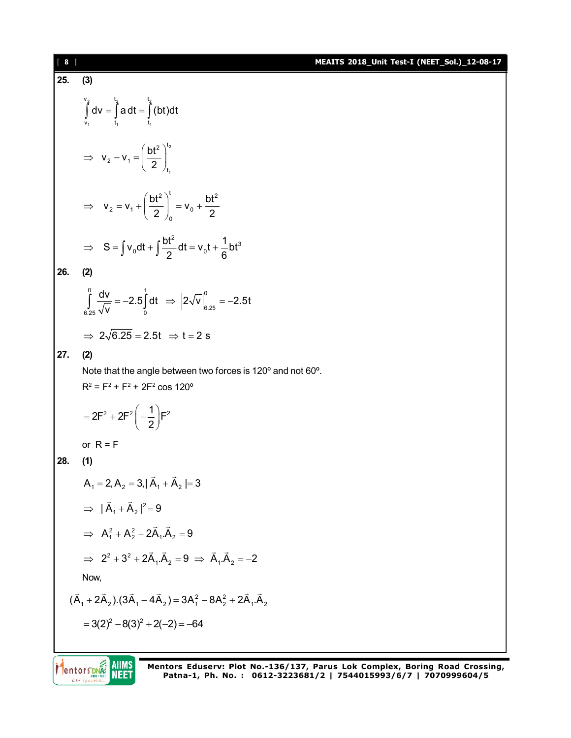**25.** **(3)**

$$\int_{v_1}^{v_2} dv = \int_{t_1}^{t_2} a\,dt = \int_{t_1}^{t_2} (bt)dt$$

$$\Rightarrow \; v_2 - v_1 = \left(\frac{bt^2}{2}\right)_{t_1}^{t_2}$$

$$\Rightarrow \; v_2 = v_1 + \left(\frac{bt^2}{2}\right)_0^t = v_0 + \frac{bt^2}{2}$$

$$\Rightarrow \; S = \int v_0 dt + \int \frac{bt^2}{2} dt = v_0 t + \frac{1}{6} bt^3$$

**26.** **(2)**

$$\int_{6.25}^{0} \frac{dv}{\sqrt{v}} = -2.5\int_0^t dt \;\Rightarrow\; \left|2\sqrt{v}\right|_{6.25}^{0} = -2.5t$$

$$\Rightarrow 2\sqrt{6.25} = 2.5t \;\Rightarrow t = 2\text{ s}$$

**27.** **(2)**

Note that the angle between two forces is 120º and not 60º.

$R^2 = F^2 + F^2 + 2F^2 \cos 120º$

$$= 2F^2 + 2F^2\left(-\frac{1}{2}\right)F^2$$

or $R = F$

**28.** **(1)**

$$A_1 = 2, A_2 = 3, |\vec{A}_1 + \vec{A}_2| = 3$$

$$\Rightarrow \; |\vec{A}_1 + \vec{A}_2|^2 = 9$$

$$\Rightarrow \; A_1^2 + A_2^2 + 2\vec{A}_1.\vec{A}_2 = 9$$

$$\Rightarrow \; 2^2 + 3^2 + 2\vec{A}_1.\vec{A}_2 = 9 \;\Rightarrow\; \vec{A}_1.\vec{A}_2 = -2$$

Now,

$$(\vec{A}_1 + 2\vec{A}_2).(3\vec{A}_1 - 4\vec{A}_2) = 3A_1^2 - 8A_2^2 + 2\vec{A}_1.\vec{A}_2$$

$$= 3(2)^2 - 8(3)^2 + 2(-2) = -64$$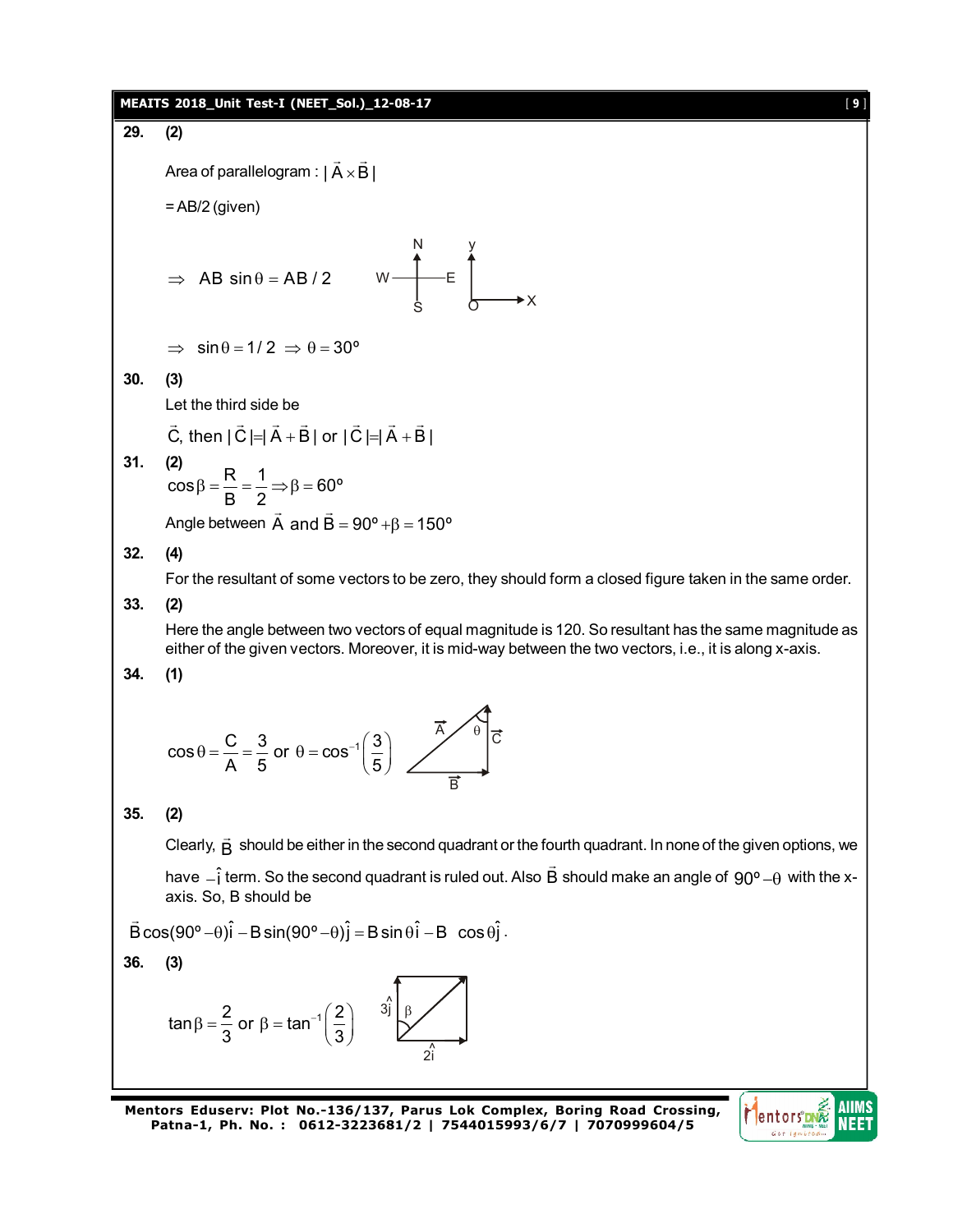**29.** **(2)**

Area of parallelogram : $|\vec{A} \times \vec{B}|$

= AB/2 (given)

$\Rightarrow \quad AB \sin\theta = AB/2$

$\Rightarrow \quad \sin\theta = 1/2 \;\Rightarrow\; \theta = 30^\circ$

**30.** **(3)**

Let the third side be

$\vec{C}$, then $|\vec{C}| = |\vec{A} + \vec{B}|$ or $|\vec{C}| = |\vec{A} + \vec{B}|$

**31.** **(2)**

$\cos\beta = \dfrac{R}{B} = \dfrac{1}{2} \Rightarrow \beta = 60^\circ$

Angle between $\vec{A}$ and $\vec{B} = 90^\circ + \beta = 150^\circ$

**32.** **(4)**

For the resultant of some vectors to be zero, they should form a closed figure taken in the same order.

**33.** **(2)**

Here the angle between two vectors of equal magnitude is 120. So resultant has the same magnitude as either of the given vectors. Moreover, it is mid-way between the two vectors, i.e., it is along x-axis.

**34.** **(1)**

$\cos\theta = \dfrac{C}{A} = \dfrac{3}{5}$ or $\theta = \cos^{-1}\left(\dfrac{3}{5}\right)$

**35.** **(2)**

Clearly, $\vec{B}$ should be either in the second quadrant or the fourth quadrant. In none of the given options, we have $-\hat{i}$ term. So the second quadrant is ruled out. Also $\vec{B}$ should make an angle of $90^\circ - \theta$ with the x-axis. So, B should be

$\vec{B}\cos(90^\circ - \theta)\hat{i} - B\sin(90^\circ - \theta)\hat{j} = B\sin\theta\,\hat{i} - B\cos\theta\,\hat{j}$.

**36.** **(3)**

$\tan\beta = \dfrac{2}{3}$ or $\beta = \tan^{-1}\left(\dfrac{2}{3}\right)$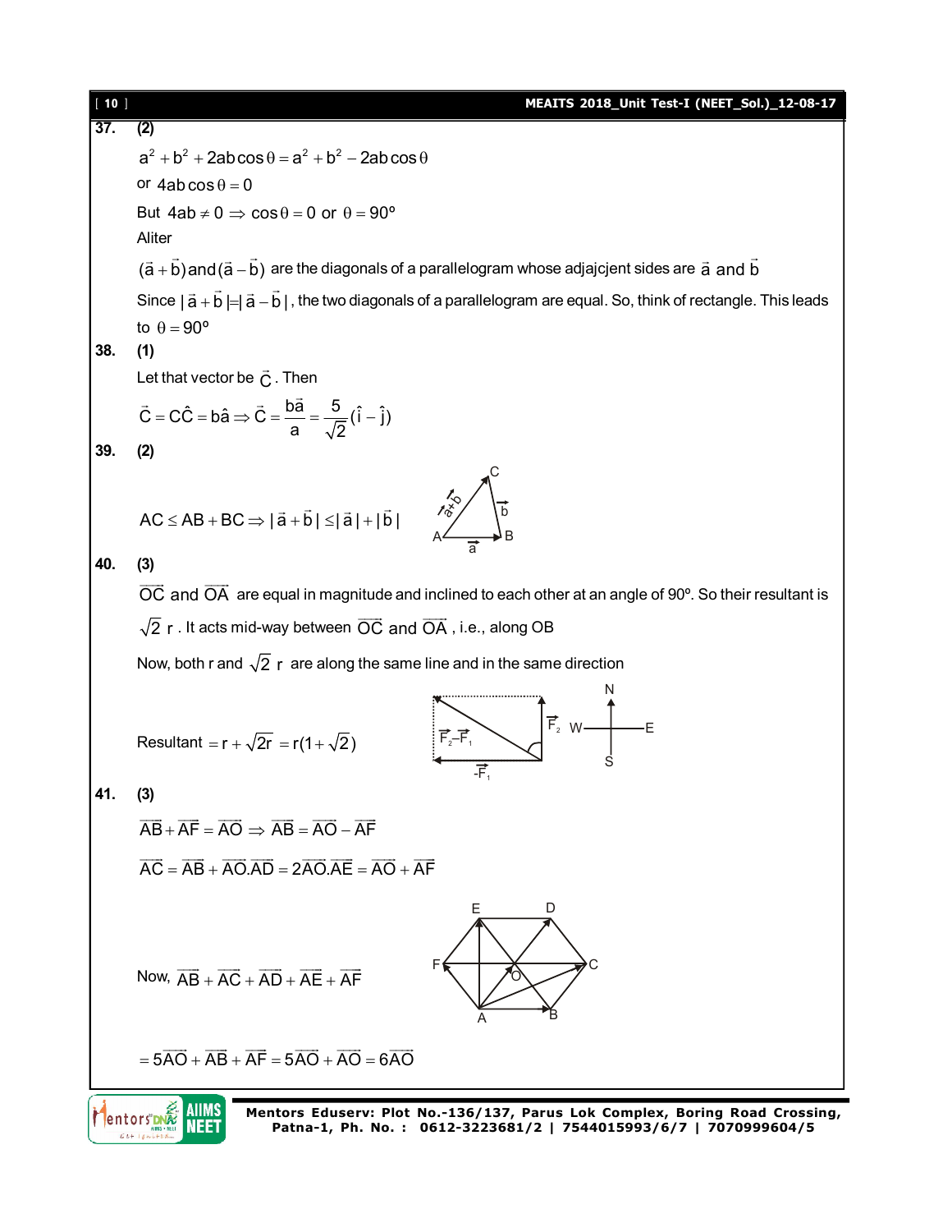**37.** **(2)**

$a^2 + b^2 + 2ab\cos\theta = a^2 + b^2 - 2ab\cos\theta$

or $4ab\cos\theta = 0$

But $4ab \neq 0 \Rightarrow \cos\theta = 0$ or $\theta = 90°$

Aliter

$(\vec{a} + \vec{b})$ and $(\vec{a} - \vec{b})$ are the diagonals of a parallelogram whose adjajcjent sides are $\vec{a}$ and $\vec{b}$

Since $|\vec{a} + \vec{b}| = |\vec{a} - \vec{b}|$, the two diagonals of a parallelogram are equal. So, think of rectangle. This leads to $\theta = 90°$

**38.** **(1)**

Let that vector be $\vec{C}$. Then

$$\vec{C} = C\hat{C} = b\hat{a} \Rightarrow \vec{C} = \frac{b\vec{a}}{a} = \frac{5}{\sqrt{2}}(\hat{i} - \hat{j})$$

**39.** **(2)**

$AC \leq AB + BC \Rightarrow |\vec{a} + \vec{b}| \leq |\vec{a}| + |\vec{b}|$

**40.** **(3)**

$\overrightarrow{OC}$ and $\overrightarrow{OA}$ are equal in magnitude and inclined to each other at an angle of 90°. So their resultant is $\sqrt{2}\ r$. It acts mid-way between $\overrightarrow{OC}$ and $\overrightarrow{OA}$, i.e., along OB

Now, both r and $\sqrt{2}\ r$ are along the same line and in the same direction

Resultant $= r + \sqrt{2}r = r(1 + \sqrt{2})$

**41.** **(3)**

$\overrightarrow{AB} + \overrightarrow{AF} = \overrightarrow{AO} \Rightarrow \overrightarrow{AB} = \overrightarrow{AO} - \overrightarrow{AF}$

$\overrightarrow{AC} = \overrightarrow{AB} + \overrightarrow{AO}.\overrightarrow{AD} = 2\overrightarrow{AO}.\overrightarrow{AE} = \overrightarrow{AO} + \overrightarrow{AF}$

Now, $\overrightarrow{AB} + \overrightarrow{AC} + \overrightarrow{AD} + \overrightarrow{AE} + \overrightarrow{AF}$

$= 5\overrightarrow{AO} + \overrightarrow{AB} + \overrightarrow{AF} = 5\overrightarrow{AO} + \overrightarrow{AO} = 6\overrightarrow{AO}$

Mentors Eduserv: Plot No.-136/137, Parus Lok Complex, Boring Road Crossing, Patna-1, Ph. No. : 0612-3223681/2 | 7544015993/6/7 | 7070999604/5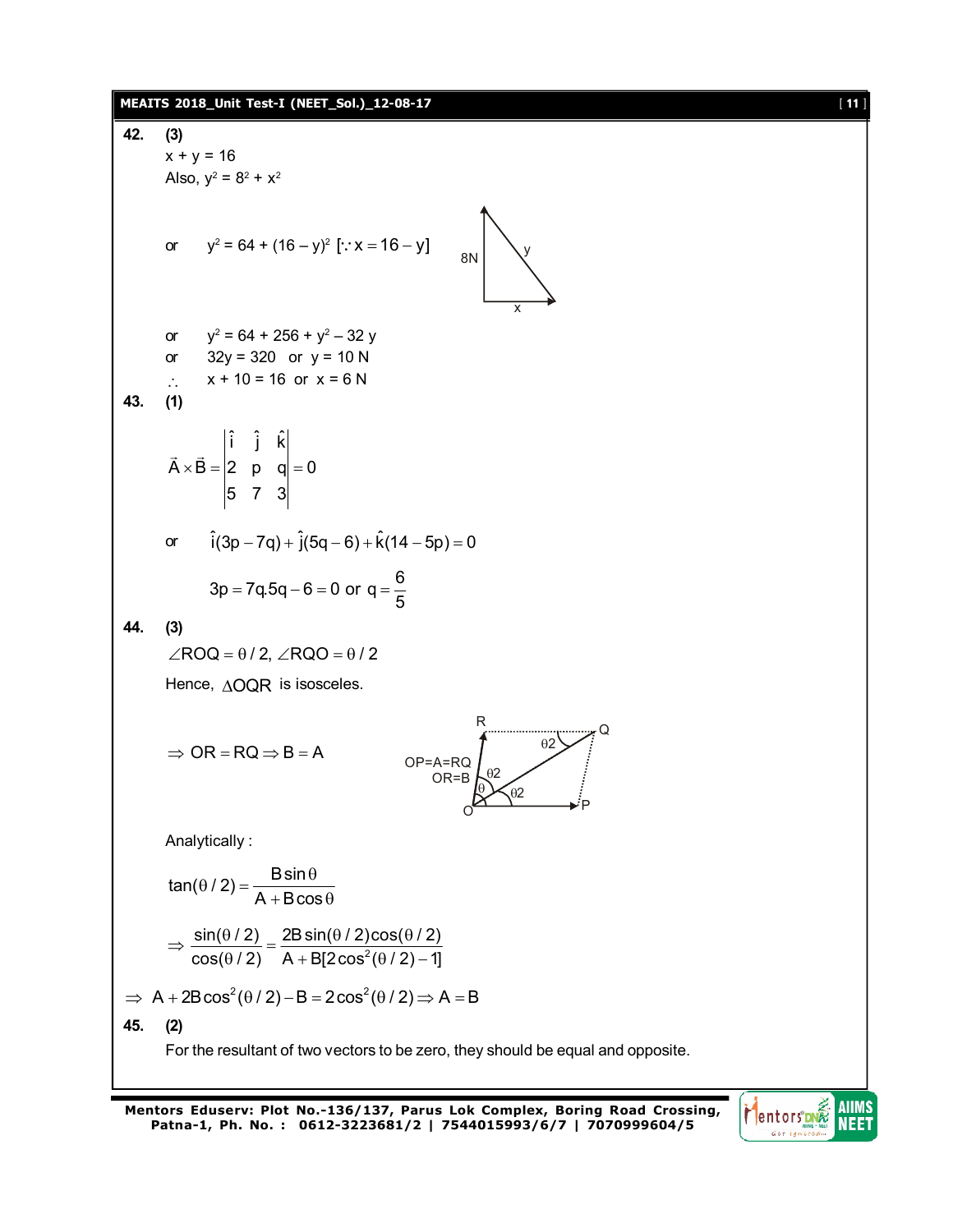**42.** **(3)**

$x + y = 16$

Also, $y^2 = 8^2 + x^2$

or $\quad y^2 = 64 + (16 - y)^2 \; [\because x = 16 - y]$

or $\quad y^2 = 64 + 256 + y^2 - 32\,y$

or $\quad 32y = 320 \;$ or $\; y = 10$ N

$\therefore \quad x + 10 = 16 \;$ or $\; x = 6$ N

**43.** **(1)**

$$\vec{A} \times \vec{B} = \begin{vmatrix} \hat{i} & \hat{j} & \hat{k} \\ 2 & p & q \\ 5 & 7 & 3 \end{vmatrix} = 0$$

or $\quad \hat{i}(3p - 7q) + \hat{j}(5q - 6) + \hat{k}(14 - 5p) = 0$

$$3p = 7q.5q - 6 = 0 \text{ or } q = \frac{6}{5}$$

**44.** **(3)**

$\angle ROQ = \theta/2, \angle RQO = \theta/2$

Hence, $\Delta OQR$ is isosceles.

$\Rightarrow OR = RQ \Rightarrow B = A$

OP=A=RQ
OR=B

Analytically :

$$\tan(\theta/2) = \frac{B\sin\theta}{A + B\cos\theta}$$

$$\Rightarrow \frac{\sin(\theta/2)}{\cos(\theta/2)} = \frac{2B\sin(\theta/2)\cos(\theta/2)}{A + B[2\cos^2(\theta/2) - 1]}$$

$$\Rightarrow A + 2B\cos^2(\theta/2) - B = 2\cos^2(\theta/2) \Rightarrow A = B$$

**45.** **(2)**

For the resultant of two vectors to be zero, they should be equal and opposite.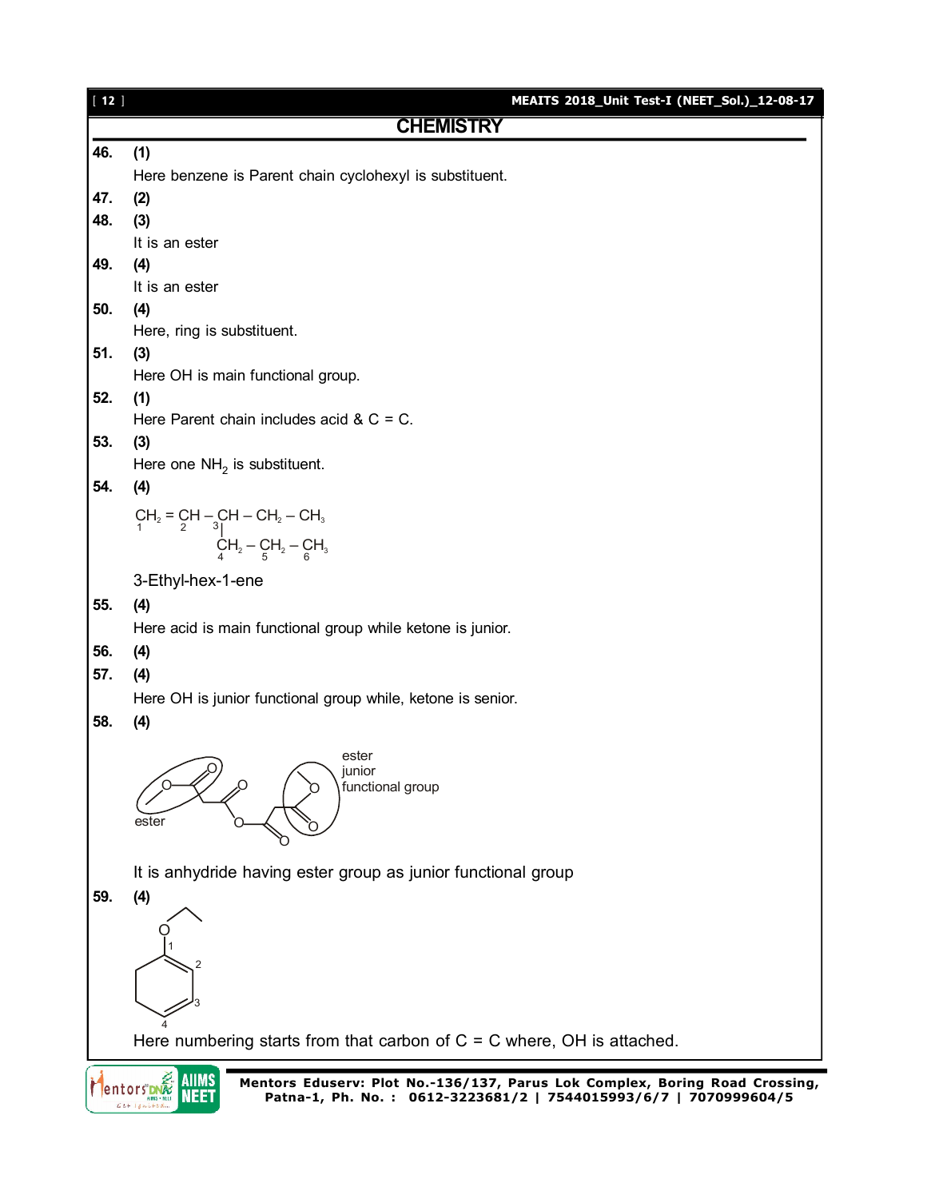# CHEMISTRY

**46. (1)**

Here benzene is Parent chain cyclohexyl is substituent.

**47. (2)**

**48. (3)**

It is an ester

**49. (4)**

It is an ester

**50. (4)**

Here, ring is substituent.

**51. (3)**

Here OH is main functional group.

**52. (1)**

Here Parent chain includes acid & C = C.

**53. (3)**

Here one $NH_2$ is substituent.

**54. (4)**

$$\underset{1}{CH_2} = \underset{2}{CH} - \underset{3}{CH}(-\underset{4}{CH_2} - \underset{5}{CH_2} - \underset{6}{CH_3}) - CH_2 - CH_3$$

3-Ethyl-hex-1-ene

**55. (4)**

Here acid is main functional group while ketone is junior.

**56. (4)**

**57. (4)**

Here OH is junior functional group while, ketone is senior.

**58. (4)**

ester

ester junior functional group

It is anhydride having ester group as junior functional group

**59. (4)**

Here numbering starts from that carbon of C = C where, OH is attached.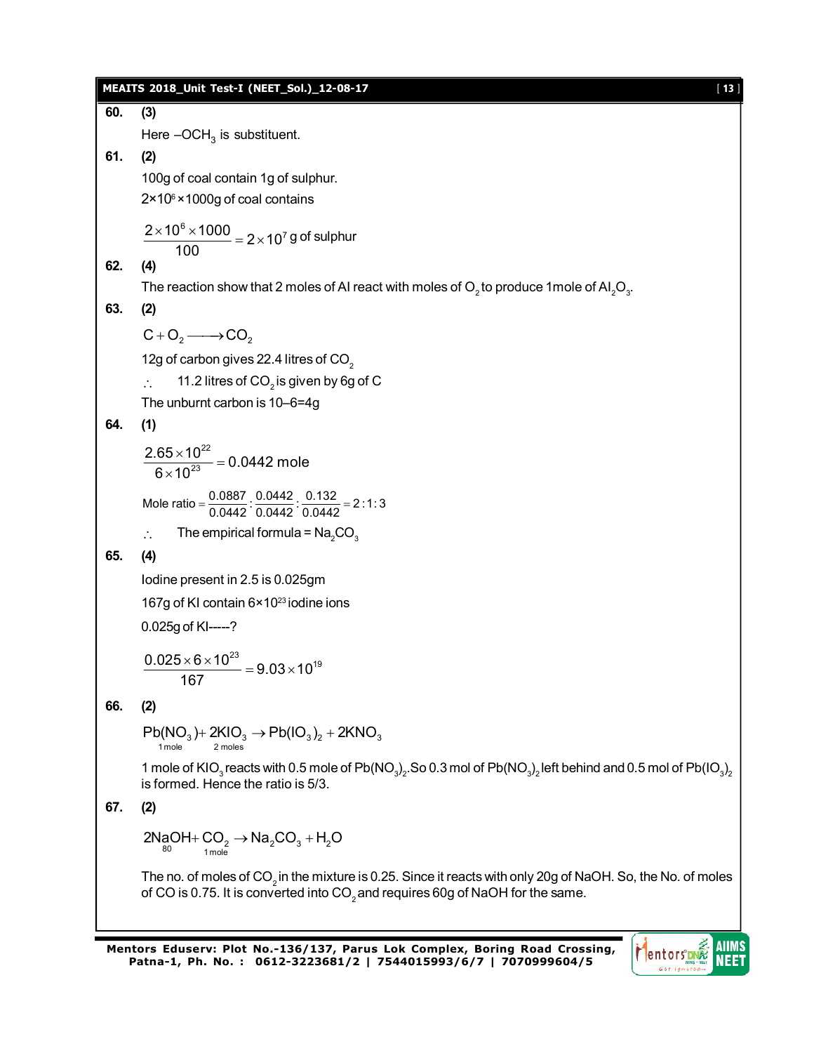**60. (3)**

Here $-OCH_3$ is substituent.

**61. (2)**

100g of coal contain 1g of sulphur.

$2\times10^6\times1000$g of coal contains

$$\frac{2\times10^6\times1000}{100}=2\times10^7 \text{ g of sulphur}$$

**62. (4)**

The reaction show that 2 moles of Al react with moles of $O_2$ to produce 1mole of $Al_2O_3$.

**63. (2)**

$$C+O_2 \longrightarrow CO_2$$

12g of carbon gives 22.4 litres of $CO_2$

$\therefore$ 11.2 litres of $CO_2$ is given by 6g of C

The unburnt carbon is 10–6=4g

**64. (1)**

$$\frac{2.65\times10^{22}}{6\times10^{23}}=0.0442 \text{ mole}$$

$$\text{Mole ratio}=\frac{0.0887}{0.0442}:\frac{0.0442}{0.0442}:\frac{0.132}{0.0442}=2:1:3$$

$\therefore$ The empirical formula = $Na_2CO_3$

**65. (4)**

Iodine present in 2.5 is 0.025gm

167g of KI contain $6\times10^{23}$ iodine ions

0.025g of KI-----?

$$\frac{0.025\times6\times10^{23}}{167}=9.03\times10^{19}$$

**66. (2)**

$$\underset{1\,\text{mole}}{Pb(NO_3)}+\underset{2\,\text{moles}}{2KIO_3}\rightarrow Pb(IO_3)_2+2KNO_3$$

1 mole of $KIO_3$ reacts with 0.5 mole of $Pb(NO_3)_2$. So 0.3 mol of $Pb(NO_3)_2$ left behind and 0.5 mol of $Pb(IO_3)_2$ is formed. Hence the ratio is 5/3.

**67. (2)**

$$\underset{80}{2NaOH}+\underset{1\,\text{mole}}{CO_2}\rightarrow Na_2CO_3+H_2O$$

The no. of moles of $CO_2$ in the mixture is 0.25. Since it reacts with only 20g of NaOH. So, the No. of moles of CO is 0.75. It is converted into $CO_2$ and requires 60g of NaOH for the same.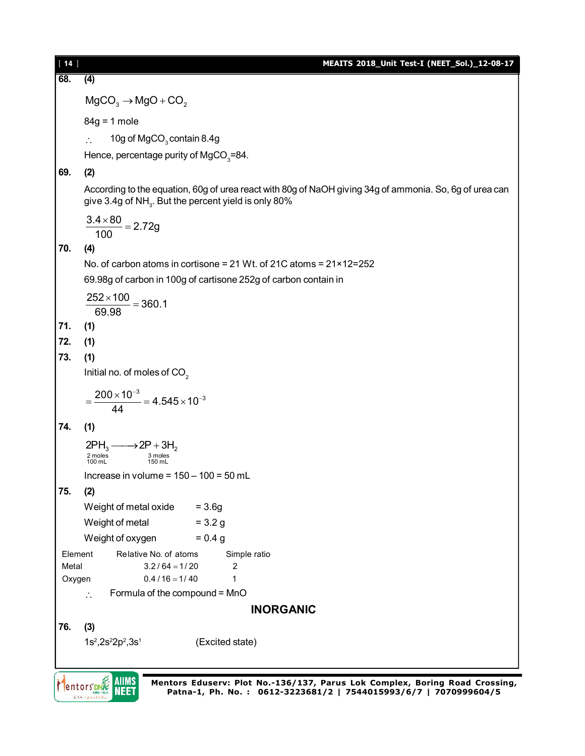**68.** **(4)**

$MgCO_3 \rightarrow MgO + CO_2$

84g = 1 mole

$\therefore$ 10g of $MgCO_3$ contain 8.4g

Hence, percentage purity of $MgCO_3$=84.

**69.** **(2)**

According to the equation, 60g of urea react with 80g of NaOH giving 34g of ammonia. So, 6g of urea can give 3.4g of $NH_3$. But the percent yield is only 80%

$$\frac{3.4 \times 80}{100} = 2.72\text{g}$$

**70.** **(4)**

No. of carbon atoms in cortisone = 21 Wt. of 21C atoms = 21×12=252

69.98g of carbon in 100g of cartisone 252g of carbon contain in

$$\frac{252 \times 100}{69.98} = 360.1$$

**71.** **(1)**

**72.** **(1)**

**73.** **(1)**

Initial no. of moles of $CO_2$

$$= \frac{200 \times 10^{-3}}{44} = 4.545 \times 10^{-3}$$

**74.** **(1)**

$$\underset{\substack{2\text{ moles} \\ 100\text{ mL}}}{2PH_3} \longrightarrow 2P + \underset{\substack{3\text{ moles} \\ 150\text{ mL}}}{3H_2}$$

Increase in volume = 150 – 100 = 50 mL

**75.** **(2)**

Weight of metal oxide = 3.6g

Weight of metal = 3.2 g

Weight of oxygen = 0.4 g

| Element | Relative No. of atoms | Simple ratio |
|---|---|---|
| Metal | $3.2/64 = 1/20$ | 2 |
| Oxygen | $0.4/16 = 1/40$ | 1 |

$\therefore$ Formula of the compound = MnO

## INORGANIC

**76.** **(3)**

$1s^2, 2s^2 2p^2, 3s^1$ (Excited state)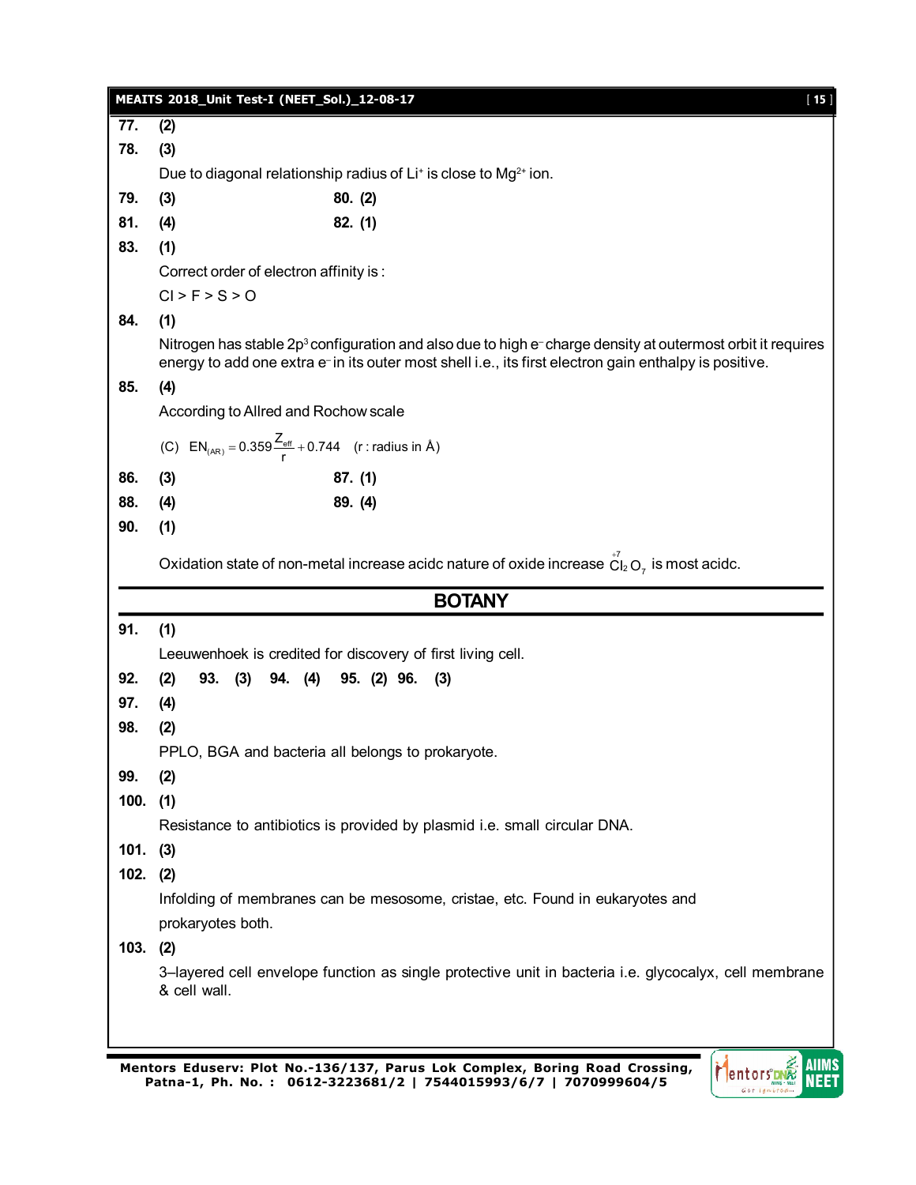**77.** **(2)**

**78.** **(3)**

Due to diagonal relationship radius of $Li^+$ is close to $Mg^{2+}$ ion.

**79.** **(3)** **80.** **(2)**

**81.** **(4)** **82.** **(1)**

**83.** **(1)**

Correct order of electron affinity is :

Cl > F > S > O

**84.** **(1)**

Nitrogen has stable $2p^3$ configuration and also due to high $e^-$ charge density at outermost orbit it requires energy to add one extra $e^-$ in its outer most shell i.e., its first electron gain enthalpy is positive.

**85.** **(4)**

According to Allred and Rochow scale

(C) $EN_{(AR)} = 0.359\frac{Z_{eff}}{r} + 0.744$ (r : radius in Å)

**86.** **(3)** **87.** **(1)**

**88.** **(4)** **89.** **(4)**

**90.** **(1)**

Oxidation state of non-metal increase acidc nature of oxide increase $\overset{+7}{Cl_2}O_7$ is most acidc.

## BOTANY

**91.** **(1)**

Leeuwenhoek is credited for discovery of first living cell.

**92.** **(2)** **93.** **(3)** **94.** **(4)** **95.** **(2)** **96.** **(3)**

**97.** **(4)**

**98.** **(2)**

PPLO, BGA and bacteria all belongs to prokaryote.

**99.** **(2)**

**100.** **(1)**

Resistance to antibiotics is provided by plasmid i.e. small circular DNA.

**101.** **(3)**

**102.** **(2)**

Infolding of membranes can be mesosome, cristae, etc. Found in eukaryotes and prokaryotes both.

**103.** **(2)**

3–layered cell envelope function as single protective unit in bacteria i.e. glycocalyx, cell membrane & cell wall.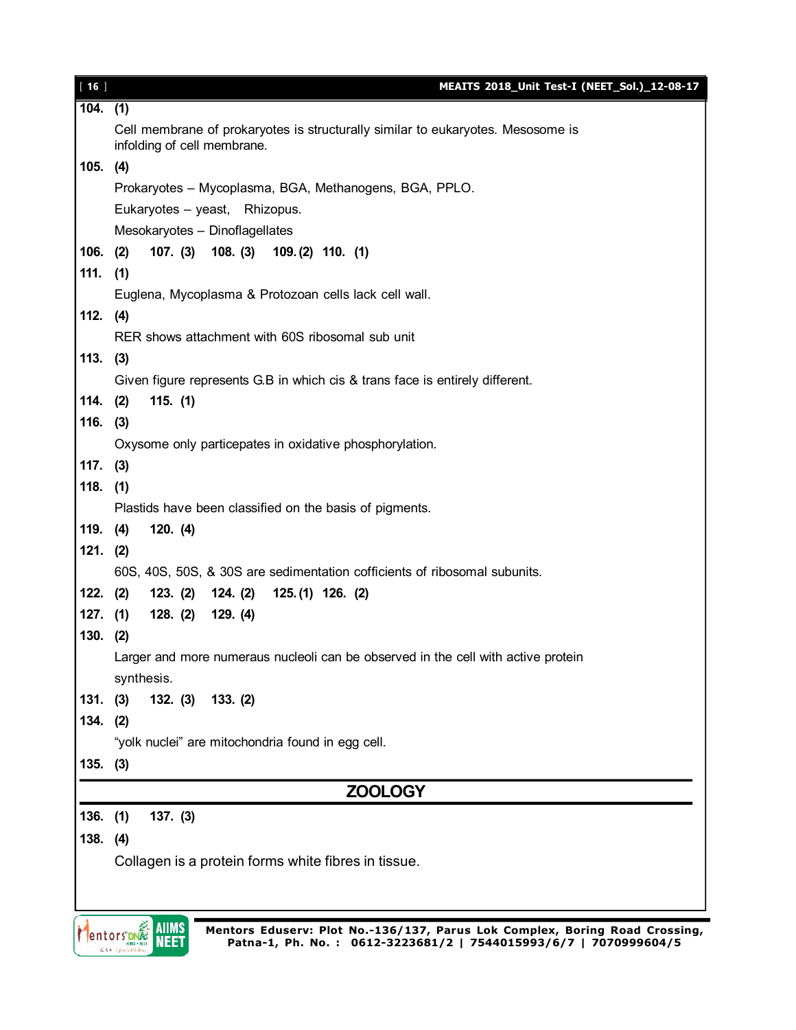**104. (1)**

Cell membrane of prokaryotes is structurally similar to eukaryotes. Mesosome is infolding of cell membrane.

**105. (4)**

Prokaryotes – Mycoplasma, BGA, Methanogens, BGA, PPLO.

Eukaryotes – yeast, Rhizopus.

Mesokaryotes – Dinoflagellates

**106. (2) 107. (3) 108. (3) 109. (2) 110. (1)**

**111. (1)**

Euglena, Mycoplasma & Protozoan cells lack cell wall.

**112. (4)**

RER shows attachment with 60S ribosomal sub unit

**113. (3)**

Given figure represents G.B in which cis & trans face is entirely different.

**114. (2) 115. (1)**

**116. (3)**

Oxysome only particepates in oxidative phosphorylation.

**117. (3)**

**118. (1)**

Plastids have been classified on the basis of pigments.

**119. (4) 120. (4)**

**121. (2)**

60S, 40S, 50S, & 30S are sedimentation cofficients of ribosomal subunits.

**122. (2) 123. (2) 124. (2) 125. (1) 126. (2)**

**127. (1) 128. (2) 129. (4)**

**130. (2)**

Larger and more numeraus nucleoli can be observed in the cell with active protein synthesis.

**131. (3) 132. (3) 133. (2)**

**134. (2)**

"yolk nuclei" are mitochondria found in egg cell.

**135. (3)**

## ZOOLOGY

**136. (1) 137. (3)**

**138. (4)**

Collagen is a protein forms white fibres in tissue.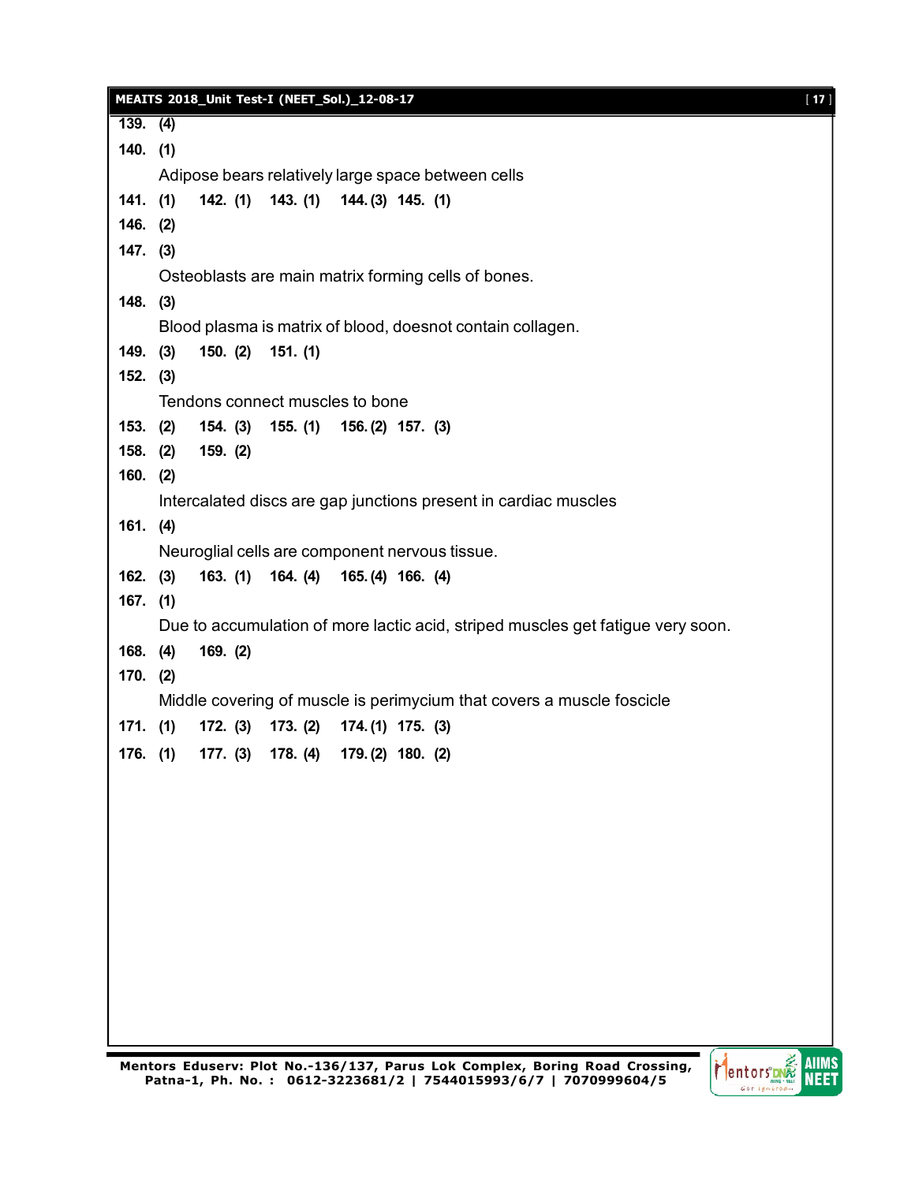**139. (4)**

**140. (1)**

Adipose bears relatively large space between cells

**141. (1)  142. (1)  143. (1)  144. (3)  145. (1)**

**146. (2)**

**147. (3)**

Osteoblasts are main matrix forming cells of bones.

**148. (3)**

Blood plasma is matrix of blood, doesnot contain collagen.

**149. (3)  150. (2)  151. (1)**

**152. (3)**

Tendons connect muscles to bone

**153. (2)  154. (3)  155. (1)  156. (2)  157. (3)**

**158. (2)  159. (2)**

**160. (2)**

Intercalated discs are gap junctions present in cardiac muscles

**161. (4)**

Neuroglial cells are component nervous tissue.

**162. (3)  163. (1)  164. (4)  165. (4)  166. (4)**

**167. (1)**

Due to accumulation of more lactic acid, striped muscles get fatigue very soon.

**168. (4)  169. (2)**

**170. (2)**

Middle covering of muscle is perimycium that covers a muscle foscicle

**171. (1)  172. (3)  173. (2)  174. (1)  175. (3)**

**176. (1)  177. (3)  178. (4)  179. (2)  180. (2)**

Mentors Eduserv: Plot No.-136/137, Parus Lok Complex, Boring Road Crossing, Patna-1, Ph. No. : 0612-3223681/2 | 7544015993/6/7 | 7070999604/5